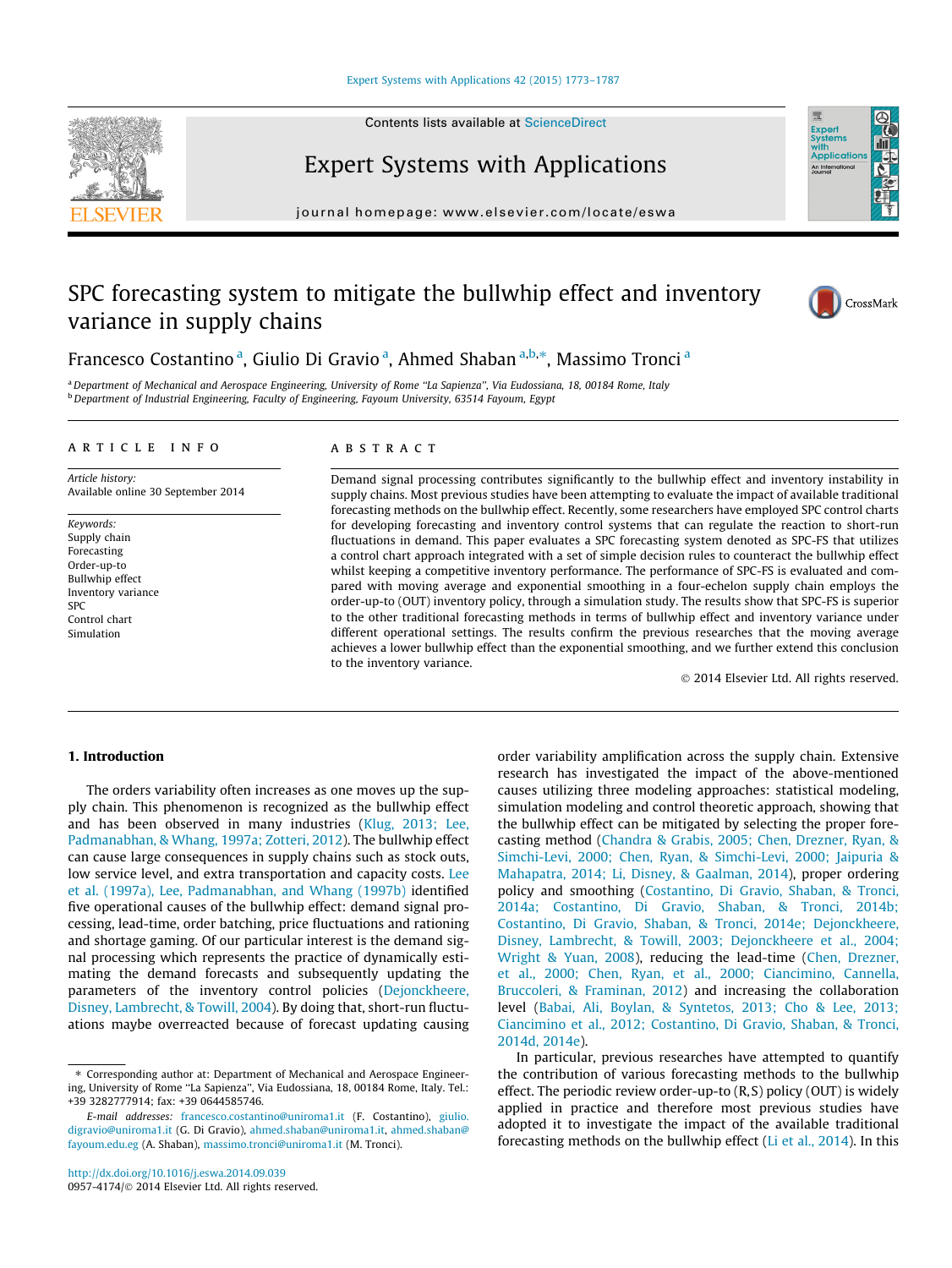# SPC forecasting system to mitigate the bullwhip effect and inventory variance in supply chains

Francesco Costantino [a], Giulio Di Gravio [a], Ahmed Shaban [a,b,*], Massimo Tronci [a]

[a] Department of Mechanical and Aerospace Engineering, University of Rome "La Sapienza", Via Eudossiana, 18, 00184 Rome, Italy
[b] Department of Industrial Engineering, Faculty of Engineering, Fayoum University, 63514 Fayoum, Egypt

## ARTICLE INFO

*Article history:*
Available online 30 September 2014

*Keywords:*
Supply chain
Forecasting
Order-up-to
Bullwhip effect
Inventory variance
SPC
Control chart
Simulation

## ABSTRACT

Demand signal processing contributes significantly to the bullwhip effect and inventory instability in supply chains. Most previous studies have been attempting to evaluate the impact of available traditional forecasting methods on the bullwhip effect. Recently, some researchers have employed SPC control charts for developing forecasting and inventory control systems that can regulate the reaction to short-run fluctuations in demand. This paper evaluates a SPC forecasting system denoted as SPC-FS that utilizes a control chart approach integrated with a set of simple decision rules to counteract the bullwhip effect whilst keeping a competitive inventory performance. The performance of SPC-FS is evaluated and compared with moving average and exponential smoothing in a four-echelon supply chain employs the order-up-to (OUT) inventory policy, through a simulation study. The results show that SPC-FS is superior to the other traditional forecasting methods in terms of bullwhip effect and inventory variance under different operational settings. The results confirm the previous researches that the moving average achieves a lower bullwhip effect than the exponential smoothing, and we further extend this conclusion to the inventory variance.

© 2014 Elsevier Ltd. All rights reserved.

## 1. Introduction

The orders variability often increases as one moves up the supply chain. This phenomenon is recognized as the bullwhip effect and has been observed in many industries (Klug, 2013; Lee, Padmanabhan, & Whang, 1997a; Zotteri, 2012). The bullwhip effect can cause large consequences in supply chains such as stock outs, low service level, and extra transportation and capacity costs. Lee et al. (1997a), Lee, Padmanabhan, and Whang (1997b) identified five operational causes of the bullwhip effect: demand signal processing, lead-time, order batching, price fluctuations and rationing and shortage gaming. Of our particular interest is the demand signal processing which represents the practice of dynamically estimating the demand forecasts and subsequently updating the parameters of the inventory control policies (Dejonckheere, Disney, Lambrecht, & Towill, 2004). By doing that, short-run fluctuations maybe overreacted because of forecast updating causing order variability amplification across the supply chain. Extensive research has investigated the impact of the above-mentioned causes utilizing three modeling approaches: statistical modeling, simulation modeling and control theoretic approach, showing that the bullwhip effect can be mitigated by selecting the proper forecasting method (Chandra & Grabis, 2005; Chen, Drezner, Ryan, & Simchi-Levi, 2000; Chen, Ryan, & Simchi-Levi, 2000; Jaipuria & Mahapatra, 2014; Li, Disney, & Gaalman, 2014), proper ordering policy and smoothing (Costantino, Di Gravio, Shaban, & Tronci, 2014a; Costantino, Di Gravio, Shaban, & Tronci, 2014b; Costantino, Di Gravio, Shaban, & Tronci, 2014e; Dejonckheere, Disney, Lambrecht, & Towill, 2003; Dejonckheere et al., 2004; Wright & Yuan, 2008), reducing the lead-time (Chen, Drezner, et al., 2000; Chen, Ryan, et al., 2000; Ciancimino, Cannella, Bruccoleri, & Framinan, 2012) and increasing the collaboration level (Babai, Ali, Boylan, & Syntetos, 2013; Cho & Lee, 2013; Ciancimino et al., 2012; Costantino, Di Gravio, Shaban, & Tronci, 2014d, 2014e).

In particular, previous researches have attempted to quantify the contribution of various forecasting methods to the bullwhip effect. The periodic review order-up-to (R,S) policy (OUT) is widely applied in practice and therefore most previous studies have adopted it to investigate the impact of the available traditional forecasting methods on the bullwhip effect (Li et al., 2014). In this

---

* Corresponding author at: Department of Mechanical and Aerospace Engineering, University of Rome "La Sapienza", Via Eudossiana, 18, 00184 Rome, Italy. Tel.: +39 3282777914; fax: +39 0644585746.

*E-mail addresses:* francesco.costantino@uniroma1.it (F. Costantino), giulio.digravio@uniroma1.it (G. Di Gravio), ahmed.shaban@uniroma1.it, ahmed.shaban@fayoum.edu.eg (A. Shaban), massimo.tronci@uniroma1.it (M. Tronci).

http://dx.doi.org/10.1016/j.eswa.2014.09.039
0957-4174/© 2014 Elsevier Ltd. All rights reserved.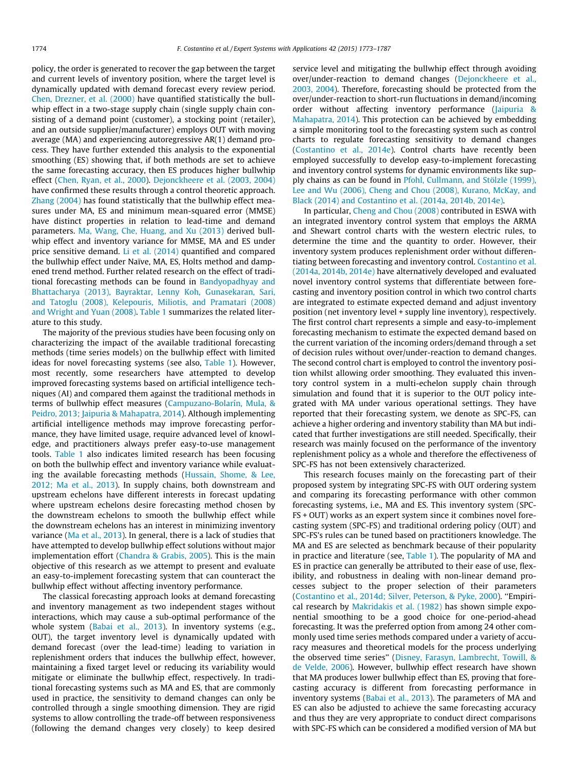policy, the order is generated to recover the gap between the target and current levels of inventory position, where the target level is dynamically updated with demand forecast every review period. Chen, Drezner, et al. (2000) have quantified statistically the bullwhip effect in a two-stage supply chain (single supply chain consisting of a demand point (customer), a stocking point (retailer), and an outside supplier/manufacturer) employs OUT with moving average (MA) and experiencing autoregressive AR(1) demand process. They have further extended this analysis to the exponential smoothing (ES) showing that, if both methods are set to achieve the same forecasting accuracy, then ES produces higher bullwhip effect (Chen, Ryan, et al., 2000). Dejonckheere et al. (2003, 2004) have confirmed these results through a control theoretic approach. Zhang (2004) has found statistically that the bullwhip effect measures under MA, ES and minimum mean-squared error (MMSE) have distinct properties in relation to lead-time and demand parameters. Ma, Wang, Che, Huang, and Xu (2013) derived bullwhip effect and inventory variance for MMSE, MA and ES under price sensitive demand. Li et al. (2014) quantified and compared the bullwhip effect under Naïve, MA, ES, Holts method and damped trend method. Further related research on the effect of traditional forecasting methods can be found in Bandyopadhyay and Bhattacharya (2013), Bayraktar, Lenny Koh, Gunasekaran, Sari, and Tatoglu (2008), Kelepouris, Miliotis, and Pramatari (2008) and Wright and Yuan (2008). Table 1 summarizes the related literature to this study.

The majority of the previous studies have been focusing only on characterizing the impact of the available traditional forecasting methods (time series models) on the bullwhip effect with limited ideas for novel forecasting systems (see also, Table 1). However, most recently, some researchers have attempted to develop improved forecasting systems based on artificial intelligence techniques (AI) and compared them against the traditional methods in terms of bullwhip effect measures (Campuzano-Bolarín, Mula, & Peidro, 2013; Jaipuria & Mahapatra, 2014). Although implementing artificial intelligence methods may improve forecasting performance, they have limited usage, require advanced level of knowledge, and practitioners always prefer easy-to-use management tools. Table 1 also indicates limited research has been focusing on both the bullwhip effect and inventory variance while evaluating the available forecasting methods (Hussain, Shome, & Lee, 2012; Ma et al., 2013). In supply chains, both downstream and upstream echelons have different interests in forecast updating where upstream echelons desire forecasting method chosen by the downstream echelons to smooth the bullwhip effect while the downstream echelons has an interest in minimizing inventory variance (Ma et al., 2013). In general, there is a lack of studies that have attempted to develop bullwhip effect solutions without major implementation effort (Chandra & Grabis, 2005). This is the main objective of this research as we attempt to present and evaluate an easy-to-implement forecasting system that can counteract the bullwhip effect without affecting inventory performance.

The classical forecasting approach looks at demand forecasting and inventory management as two independent stages without interactions, which may cause a sub-optimal performance of the whole system (Babai et al., 2013). In inventory systems (e.g., OUT), the target inventory level is dynamically updated with demand forecast (over the lead-time) leading to variation in replenishment orders that induces the bullwhip effect, however, maintaining a fixed target level or reducing its variability would mitigate or eliminate the bullwhip effect, respectively. In traditional forecasting systems such as MA and ES, that are commonly used in practice, the sensitivity to demand changes can only be controlled through a single smoothing dimension. They are rigid systems to allow controlling the trade-off between responsiveness (following the demand changes very closely) to keep desired service level and mitigating the bullwhip effect through avoiding over/under-reaction to demand changes (Dejonckheere et al., 2003, 2004). Therefore, forecasting should be protected from the over/under-reaction to short-run fluctuations in demand/incoming order without affecting inventory performance (Jaipuria & Mahapatra, 2014). This protection can be achieved by embedding a simple monitoring tool to the forecasting system such as control charts to regulate forecasting sensitivity to demand changes (Costantino et al., 2014e). Control charts have recently been employed successfully to develop easy-to-implement forecasting and inventory control systems for dynamic environments like supply chains as can be found in Pfohl, Cullmann, and Stölzle (1999), Lee and Wu (2006), Cheng and Chou (2008), Kurano, McKay, and Black (2014) and Costantino et al. (2014a, 2014b, 2014e).

In particular, Cheng and Chou (2008) contributed in ESWA with an integrated inventory control system that employs the ARMA and Shewart control charts with the western electric rules, to determine the time and the quantity to order. However, their inventory system produces replenishment order without differentiating between forecasting and inventory control. Costantino et al. (2014a, 2014b, 2014e) have alternatively developed and evaluated novel inventory control systems that differentiate between forecasting and inventory position control in which two control charts are integrated to estimate expected demand and adjust inventory position (net inventory level + supply line inventory), respectively. The first control chart represents a simple and easy-to-implement forecasting mechanism to estimate the expected demand based on the current variation of the incoming orders/demand through a set of decision rules without over/under-reaction to demand changes. The second control chart is employed to control the inventory position whilst allowing order smoothing. They evaluated this inventory control system in a multi-echelon supply chain through simulation and found that it is superior to the OUT policy integrated with MA under various operational settings. They have reported that their forecasting system, we denote as SPC-FS, can achieve a higher ordering and inventory stability than MA but indicated that further investigations are still needed. Specifically, their research was mainly focused on the performance of the inventory replenishment policy as a whole and therefore the effectiveness of SPC-FS has not been extensively characterized.

This research focuses mainly on the forecasting part of their proposed system by integrating SPC-FS with OUT ordering system and comparing its forecasting performance with other common forecasting systems, i.e., MA and ES. This inventory system (SPC-FS + OUT) works as an expert system since it combines novel forecasting system (SPC-FS) and traditional ordering policy (OUT) and SPC-FS's rules can be tuned based on practitioners knowledge. The MA and ES are selected as benchmark because of their popularity in practice and literature (see, Table 1). The popularity of MA and ES in practice can generally be attributed to their ease of use, flexibility, and robustness in dealing with non-linear demand processes subject to the proper selection of their parameters (Costantino et al., 2014d; Silver, Peterson, & Pyke, 2000). "Empirical research by Makridakis et al. (1982) has shown simple exponential smoothing to be a good choice for one-period-ahead forecasting. It was the preferred option from among 24 other commonly used time series methods compared under a variety of accuracy measures and theoretical models for the process underlying the observed time series" (Disney, Farasyn, Lambrecht, Towill, & de Velde, 2006). However, bullwhip effect research have shown that MA produces lower bullwhip effect than ES, proving that forecasting accuracy is different from forecasting performance in inventory systems (Babai et al., 2013). The parameters of MA and ES can also be adjusted to achieve the same forecasting accuracy and thus they are very appropriate to conduct direct comparisons with SPC-FS which can be considered a modified version of MA but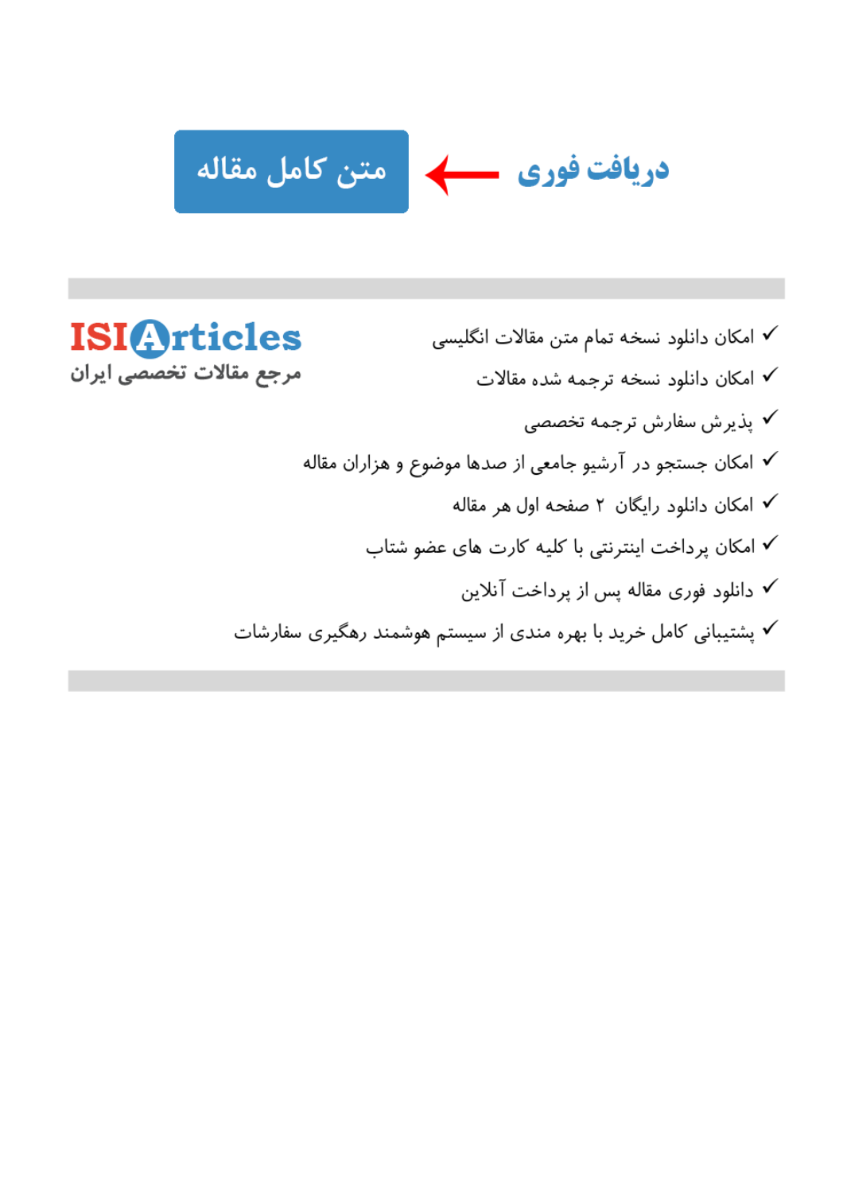دریافت فوری ← متن کامل مقاله

ISIArticles
مرجع مقالات تخصصی ایران

- ✓ امکان دانلود نسخه تمام متن مقالات انگلیسی
- ✓ امکان دانلود نسخه ترجمه شده مقالات
- ✓ پذیرش سفارش ترجمه تخصصی
- ✓ امکان جستجو در آرشیو جامعی از صدها موضوع و هزاران مقاله
- ✓ امکان دانلود رایگان ۲ صفحه اول هر مقاله
- ✓ امکان پرداخت اینترنتی با کلیه کارت های عضو شتاب
- ✓ دانلود فوری مقاله پس از پرداخت آنلاین
- ✓ پشتیبانی کامل خرید با بهره مندی از سیستم هوشمند رهگیری سفارشات